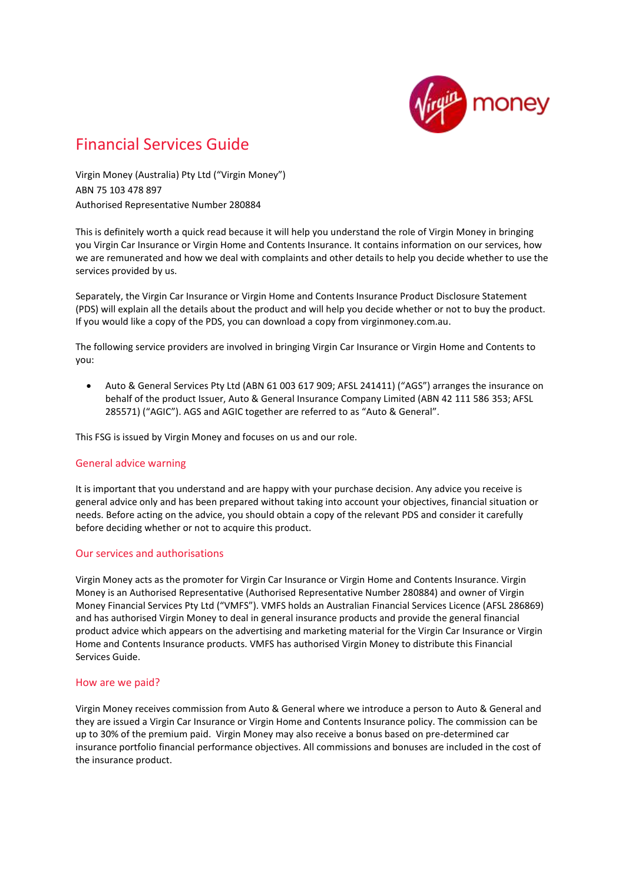# Financial Services Guide

Virgin Money (Australia) Pty Ltd ("Virgin Money")
ABN 75 103 478 897
Authorised Representative Number 280884

This is definitely worth a quick read because it will help you understand the role of Virgin Money in bringing you Virgin Car Insurance or Virgin Home and Contents Insurance. It contains information on our services, how we are remunerated and how we deal with complaints and other details to help you decide whether to use the services provided by us.

Separately, the Virgin Car Insurance or Virgin Home and Contents Insurance Product Disclosure Statement (PDS) will explain all the details about the product and will help you decide whether or not to buy the product. If you would like a copy of the PDS, you can download a copy from virginmoney.com.au.

The following service providers are involved in bringing Virgin Car Insurance or Virgin Home and Contents to you:

- Auto & General Services Pty Ltd (ABN 61 003 617 909; AFSL 241411) ("AGS") arranges the insurance on behalf of the product Issuer, Auto & General Insurance Company Limited (ABN 42 111 586 353; AFSL 285571) ("AGIC"). AGS and AGIC together are referred to as "Auto & General".

This FSG is issued by Virgin Money and focuses on us and our role.

## General advice warning

It is important that you understand and are happy with your purchase decision. Any advice you receive is general advice only and has been prepared without taking into account your objectives, financial situation or needs. Before acting on the advice, you should obtain a copy of the relevant PDS and consider it carefully before deciding whether or not to acquire this product.

## Our services and authorisations

Virgin Money acts as the promoter for Virgin Car Insurance or Virgin Home and Contents Insurance. Virgin Money is an Authorised Representative (Authorised Representative Number 280884) and owner of Virgin Money Financial Services Pty Ltd ("VMFS"). VMFS holds an Australian Financial Services Licence (AFSL 286869) and has authorised Virgin Money to deal in general insurance products and provide the general financial product advice which appears on the advertising and marketing material for the Virgin Car Insurance or Virgin Home and Contents Insurance products. VMFS has authorised Virgin Money to distribute this Financial Services Guide.

## How are we paid?

Virgin Money receives commission from Auto & General where we introduce a person to Auto & General and they are issued a Virgin Car Insurance or Virgin Home and Contents Insurance policy. The commission can be up to 30% of the premium paid. Virgin Money may also receive a bonus based on pre-determined car insurance portfolio financial performance objectives. All commissions and bonuses are included in the cost of the insurance product.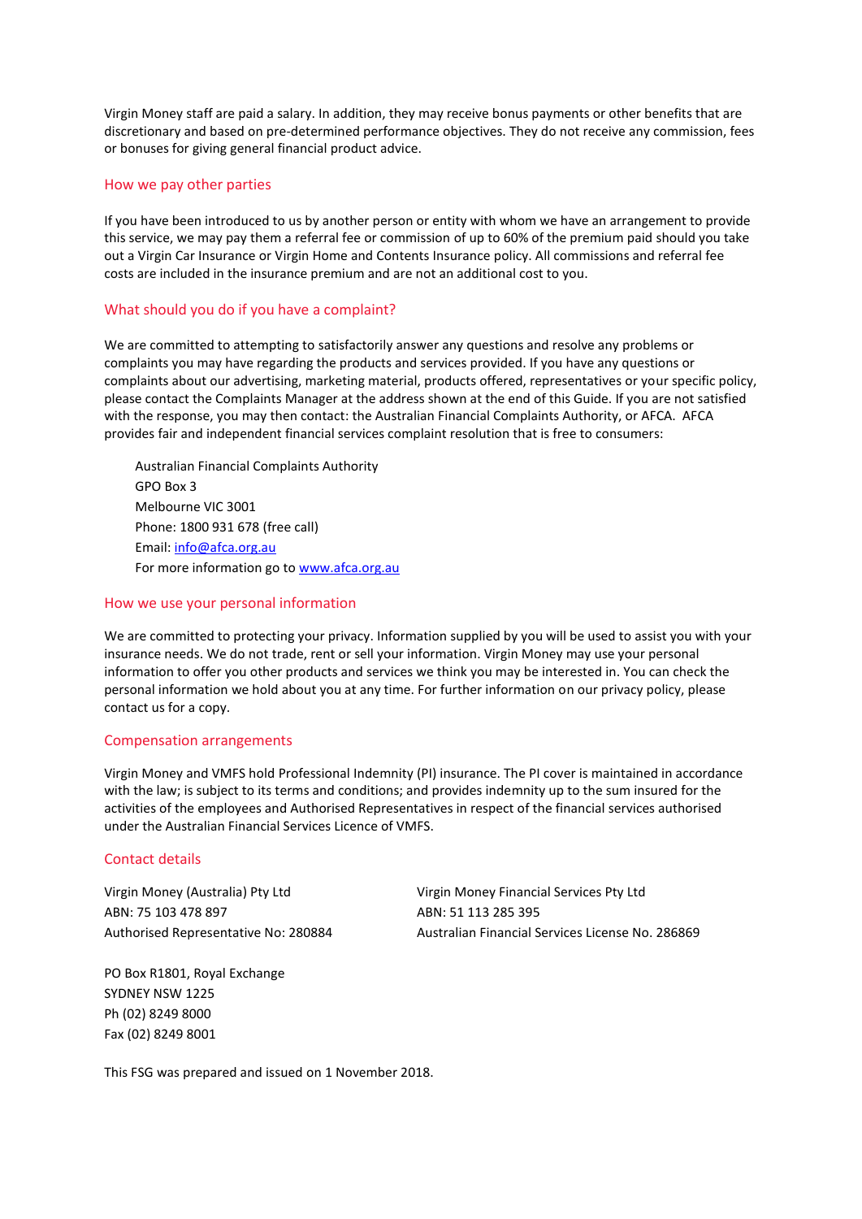Virgin Money staff are paid a salary. In addition, they may receive bonus payments or other benefits that are discretionary and based on pre-determined performance objectives. They do not receive any commission, fees or bonuses for giving general financial product advice.

## How we pay other parties

If you have been introduced to us by another person or entity with whom we have an arrangement to provide this service, we may pay them a referral fee or commission of up to 60% of the premium paid should you take out a Virgin Car Insurance or Virgin Home and Contents Insurance policy. All commissions and referral fee costs are included in the insurance premium and are not an additional cost to you.

## What should you do if you have a complaint?

We are committed to attempting to satisfactorily answer any questions and resolve any problems or complaints you may have regarding the products and services provided. If you have any questions or complaints about our advertising, marketing material, products offered, representatives or your specific policy, please contact the Complaints Manager at the address shown at the end of this Guide. If you are not satisfied with the response, you may then contact: the Australian Financial Complaints Authority, or AFCA. AFCA provides fair and independent financial services complaint resolution that is free to consumers:

> Australian Financial Complaints Authority
> GPO Box 3
> Melbourne VIC 3001
> Phone: 1800 931 678 (free call)
> Email: info@afca.org.au
> For more information go to www.afca.org.au

## How we use your personal information

We are committed to protecting your privacy. Information supplied by you will be used to assist you with your insurance needs. We do not trade, rent or sell your information. Virgin Money may use your personal information to offer you other products and services we think you may be interested in. You can check the personal information we hold about you at any time. For further information on our privacy policy, please contact us for a copy.

## Compensation arrangements

Virgin Money and VMFS hold Professional Indemnity (PI) insurance. The PI cover is maintained in accordance with the law; is subject to its terms and conditions; and provides indemnity up to the sum insured for the activities of the employees and Authorised Representatives in respect of the financial services authorised under the Australian Financial Services Licence of VMFS.

## Contact details

Virgin Money (Australia) Pty Ltd
ABN: 75 103 478 897
Authorised Representative No: 280884

Virgin Money Financial Services Pty Ltd
ABN: 51 113 285 395
Australian Financial Services License No. 286869

PO Box R1801, Royal Exchange
SYDNEY NSW 1225
Ph (02) 8249 8000
Fax (02) 8249 8001

This FSG was prepared and issued on 1 November 2018.